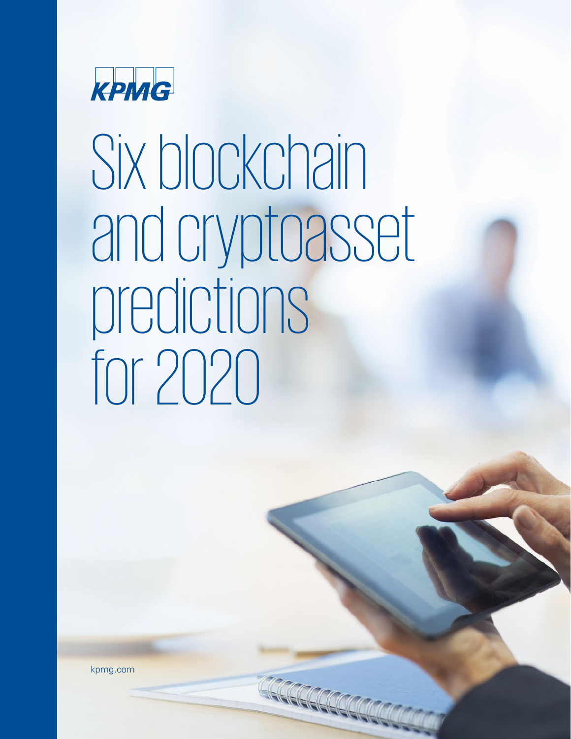KPMG

# Six blockchain and cryptoasset predictions for 2020

kpmg.com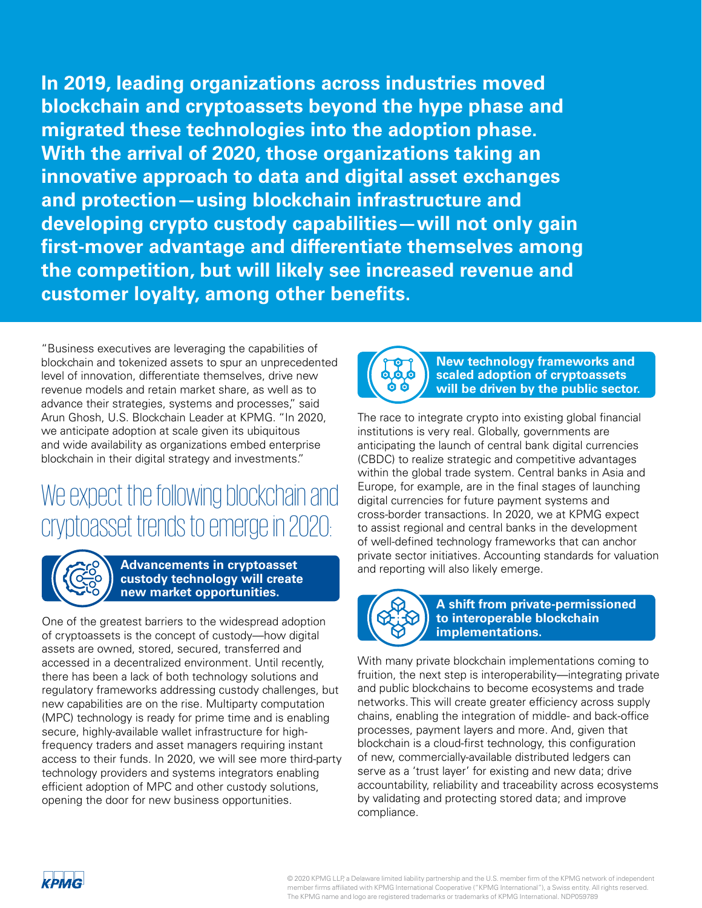**In 2019, leading organizations across industries moved blockchain and cryptoassets beyond the hype phase and migrated these technologies into the adoption phase. With the arrival of 2020, those organizations taking an innovative approach to data and digital asset exchanges and protection—using blockchain infrastructure and developing crypto custody capabilities—will not only gain first-mover advantage and differentiate themselves among the competition, but will likely see increased revenue and customer loyalty, among other benefits.**

"Business executives are leveraging the capabilities of blockchain and tokenized assets to spur an unprecedented level of innovation, differentiate themselves, drive new revenue models and retain market share, as well as to advance their strategies, systems and processes," said Arun Ghosh, U.S. Blockchain Leader at KPMG. "In 2020, we anticipate adoption at scale given its ubiquitous and wide availability as organizations embed enterprise blockchain in their digital strategy and investments."

## We expect the following blockchain and cryptoasset trends to emerge in 2020:

### Advancements in cryptoasset custody technology will create new market opportunities.

One of the greatest barriers to the widespread adoption of cryptoassets is the concept of custody—how digital assets are owned, stored, secured, transferred and accessed in a decentralized environment. Until recently, there has been a lack of both technology solutions and regulatory frameworks addressing custody challenges, but new capabilities are on the rise. Multiparty computation (MPC) technology is ready for prime time and is enabling secure, highly-available wallet infrastructure for high-frequency traders and asset managers requiring instant access to their funds. In 2020, we will see more third-party technology providers and systems integrators enabling efficient adoption of MPC and other custody solutions, opening the door for new business opportunities.

### New technology frameworks and scaled adoption of cryptoassets will be driven by the public sector.

The race to integrate crypto into existing global financial institutions is very real. Globally, governments are anticipating the launch of central bank digital currencies (CBDC) to realize strategic and competitive advantages within the global trade system. Central banks in Asia and Europe, for example, are in the final stages of launching digital currencies for future payment systems and cross-border transactions. In 2020, we at KPMG expect to assist regional and central banks in the development of well-defined technology frameworks that can anchor private sector initiatives. Accounting standards for valuation and reporting will also likely emerge.

### A shift from private-permissioned to interoperable blockchain implementations.

With many private blockchain implementations coming to fruition, the next step is interoperability—integrating private and public blockchains to become ecosystems and trade networks. This will create greater efficiency across supply chains, enabling the integration of middle- and back-office processes, payment layers and more. And, given that blockchain is a cloud-first technology, this configuration of new, commercially-available distributed ledgers can serve as a 'trust layer' for existing and new data; drive accountability, reliability and traceability across ecosystems by validating and protecting stored data; and improve compliance.

© 2020 KPMG LLP, a Delaware limited liability partnership and the U.S. member firm of the KPMG network of independent member firms affiliated with KPMG International Cooperative ("KPMG International"), a Swiss entity. All rights reserved. The KPMG name and logo are registered trademarks or trademarks of KPMG International. NDP059789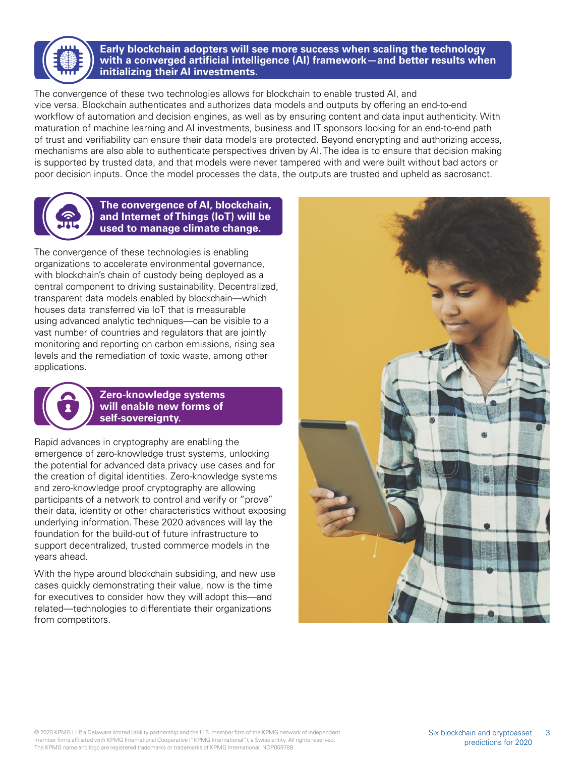## Early blockchain adopters will see more success when scaling the technology with a converged artificial intelligence (AI) framework—and better results when initializing their AI investments.

The convergence of these two technologies allows for blockchain to enable trusted AI, and vice versa. Blockchain authenticates and authorizes data models and outputs by offering an end-to-end workflow of automation and decision engines, as well as by ensuring content and data input authenticity. With maturation of machine learning and AI investments, business and IT sponsors looking for an end-to-end path of trust and verifiability can ensure their data models are protected. Beyond encrypting and authorizing access, mechanisms are also able to authenticate perspectives driven by AI. The idea is to ensure that decision making is supported by trusted data, and that models were never tampered with and were built without bad actors or poor decision inputs. Once the model processes the data, the outputs are trusted and upheld as sacrosanct.

## The convergence of AI, blockchain, and Internet of Things (IoT) will be used to manage climate change.

The convergence of these technologies is enabling organizations to accelerate environmental governance, with blockchain's chain of custody being deployed as a central component to driving sustainability. Decentralized, transparent data models enabled by blockchain—which houses data transferred via IoT that is measurable using advanced analytic techniques—can be visible to a vast number of countries and regulators that are jointly monitoring and reporting on carbon emissions, rising sea levels and the remediation of toxic waste, among other applications.

## Zero-knowledge systems will enable new forms of self-sovereignty.

Rapid advances in cryptography are enabling the emergence of zero-knowledge trust systems, unlocking the potential for advanced data privacy use cases and for the creation of digital identities. Zero-knowledge systems and zero-knowledge proof cryptography are allowing participants of a network to control and verify or "prove" their data, identity or other characteristics without exposing underlying information. These 2020 advances will lay the foundation for the build-out of future infrastructure to support decentralized, trusted commerce models in the years ahead.

With the hype around blockchain subsiding, and new use cases quickly demonstrating their value, now is the time for executives to consider how they will adopt this—and related—technologies to differentiate their organizations from competitors.

© 2020 KPMG LLP, a Delaware limited liability partnership and the U.S. member firm of the KPMG network of independent member firms affiliated with KPMG International Cooperative ("KPMG International"), a Swiss entity. All rights reserved. The KPMG name and logo are registered trademarks or trademarks of KPMG International. NDP059789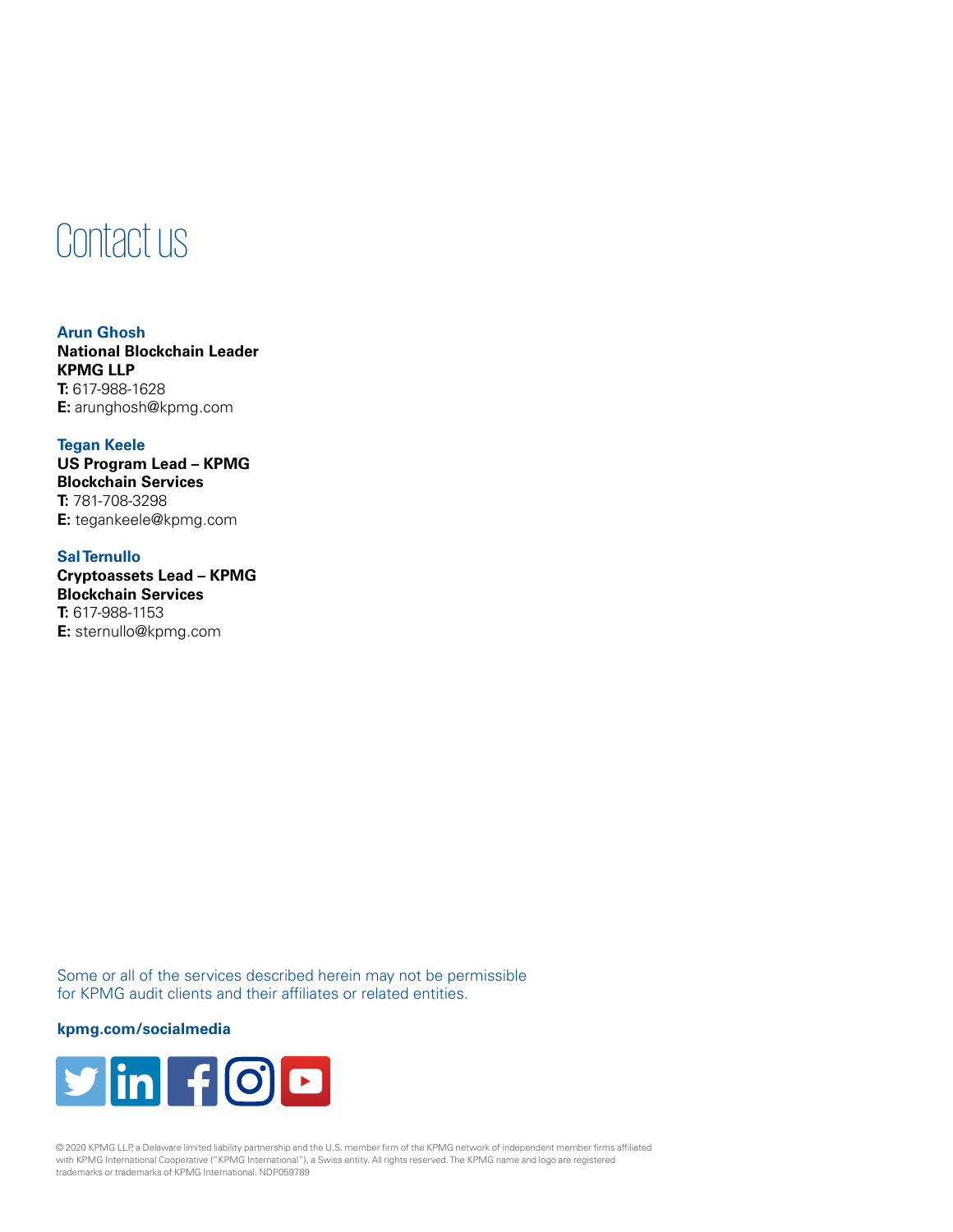# Contact us

**Arun Ghosh**
**National Blockchain Leader**
**KPMG LLP**
**T:** 617-988-1628
**E:** arunghosh@kpmg.com

**Tegan Keele**
**US Program Lead – KPMG Blockchain Services**
**T:** 781-708-3298
**E:** tegankeele@kpmg.com

**Sal Ternullo**
**Cryptoassets Lead – KPMG Blockchain Services**
**T:** 617-988-1153
**E:** sternullo@kpmg.com

Some or all of the services described herein may not be permissible for KPMG audit clients and their affiliates or related entities.

**kpmg.com/socialmedia**

© 2020 KPMG LLP, a Delaware limited liability partnership and the U.S. member firm of the KPMG network of independent member firms affiliated with KPMG International Cooperative ("KPMG International"), a Swiss entity. All rights reserved. The KPMG name and logo are registered trademarks or trademarks of KPMG International. NDP059789